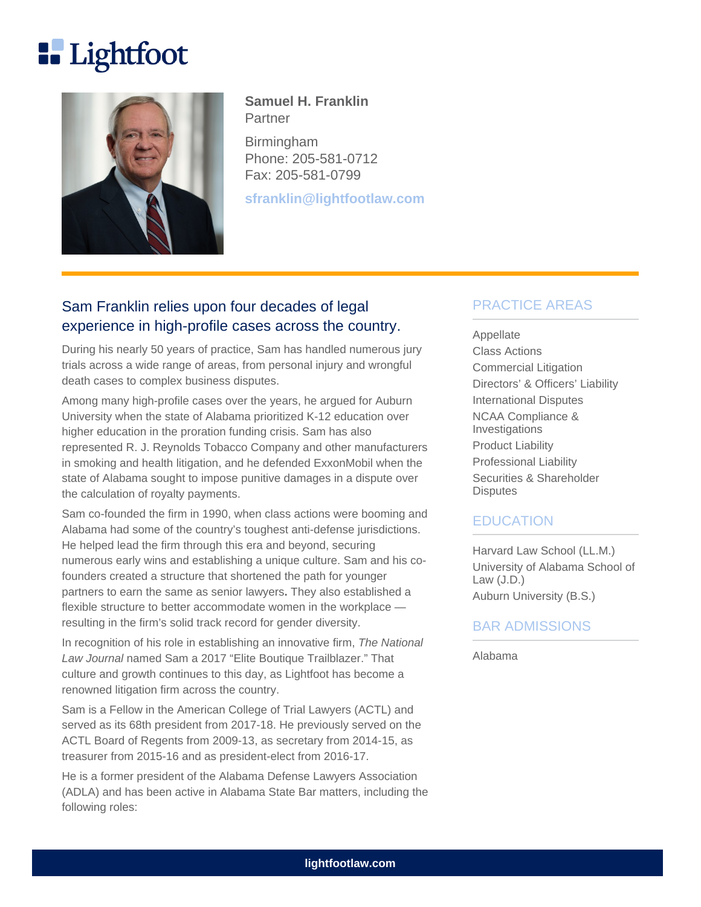# Lightfoot

**Samuel H. Franklin**
Partner

Birmingham
Phone: 205-581-0712
Fax: 205-581-0799

sfranklin@lightfootlaw.com

## Sam Franklin relies upon four decades of legal experience in high-profile cases across the country.

During his nearly 50 years of practice, Sam has handled numerous jury trials across a wide range of areas, from personal injury and wrongful death cases to complex business disputes.

Among many high-profile cases over the years, he argued for Auburn University when the state of Alabama prioritized K-12 education over higher education in the proration funding crisis. Sam has also represented R. J. Reynolds Tobacco Company and other manufacturers in smoking and health litigation, and he defended ExxonMobil when the state of Alabama sought to impose punitive damages in a dispute over the calculation of royalty payments.

Sam co-founded the firm in 1990, when class actions were booming and Alabama had some of the country's toughest anti-defense jurisdictions. He helped lead the firm through this era and beyond, securing numerous early wins and establishing a unique culture. Sam and his co-founders created a structure that shortened the path for younger partners to earn the same as senior lawyers**.** They also established a flexible structure to better accommodate women in the workplace — resulting in the firm's solid track record for gender diversity.

In recognition of his role in establishing an innovative firm, *The National Law Journal* named Sam a 2017 "Elite Boutique Trailblazer." That culture and growth continues to this day, as Lightfoot has become a renowned litigation firm across the country.

Sam is a Fellow in the American College of Trial Lawyers (ACTL) and served as its 68th president from 2017-18. He previously served on the ACTL Board of Regents from 2009-13, as secretary from 2014-15, as treasurer from 2015-16 and as president-elect from 2016-17.

He is a former president of the Alabama Defense Lawyers Association (ADLA) and has been active in Alabama State Bar matters, including the following roles:

## PRACTICE AREAS

- Appellate
- Class Actions
- Commercial Litigation
- Directors' & Officers' Liability
- International Disputes
- NCAA Compliance & Investigations
- Product Liability
- Professional Liability
- Securities & Shareholder Disputes

## EDUCATION

- Harvard Law School (LL.M.)
- University of Alabama School of Law (J.D.)
- Auburn University (B.S.)

## BAR ADMISSIONS

- Alabama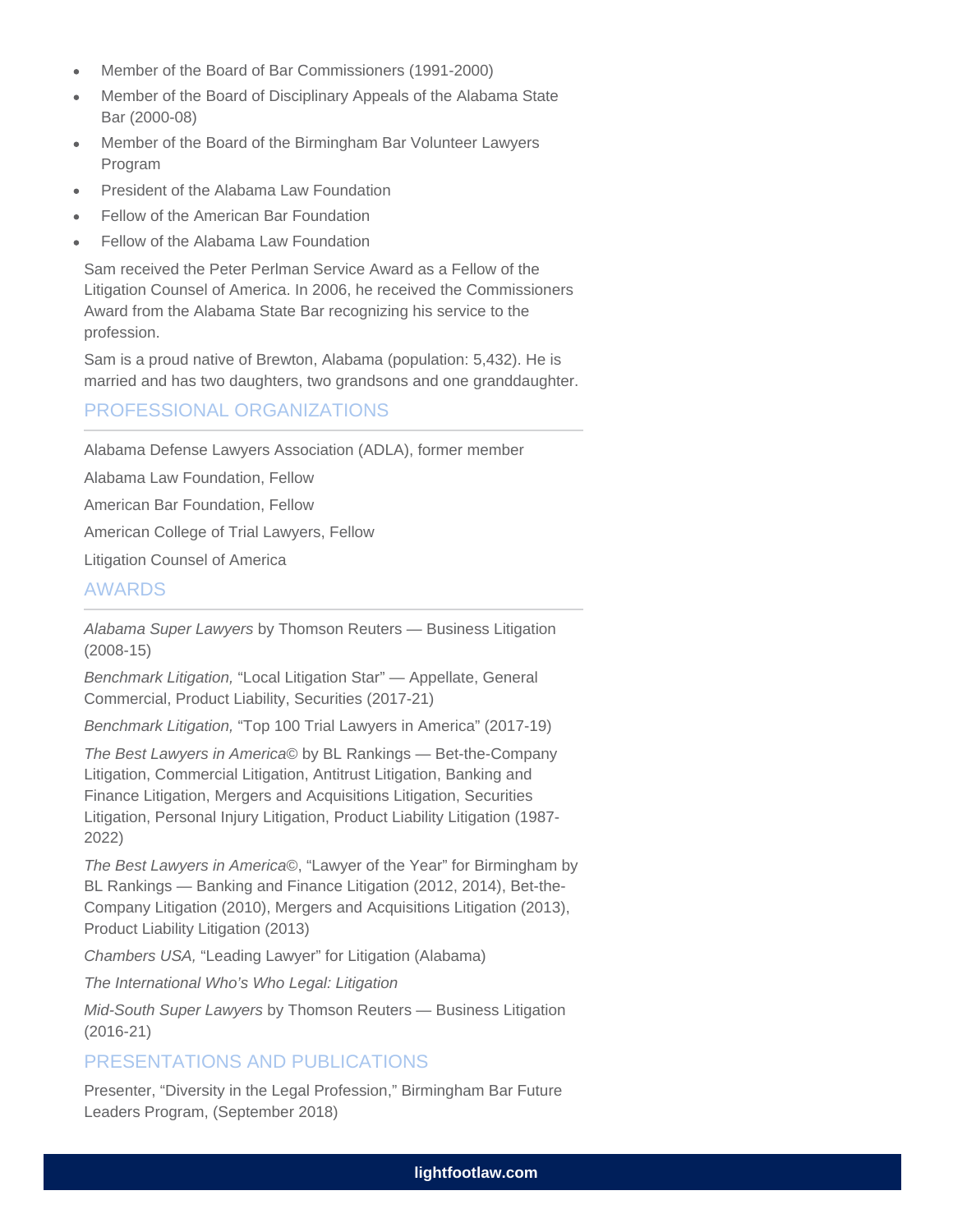- Member of the Board of Bar Commissioners (1991-2000)
- Member of the Board of Disciplinary Appeals of the Alabama State Bar (2000-08)
- Member of the Board of the Birmingham Bar Volunteer Lawyers Program
- President of the Alabama Law Foundation
- Fellow of the American Bar Foundation
- Fellow of the Alabama Law Foundation

Sam received the Peter Perlman Service Award as a Fellow of the Litigation Counsel of America. In 2006, he received the Commissioners Award from the Alabama State Bar recognizing his service to the profession.

Sam is a proud native of Brewton, Alabama (population: 5,432). He is married and has two daughters, two grandsons and one granddaughter.

## PROFESSIONAL ORGANIZATIONS

Alabama Defense Lawyers Association (ADLA), former member

Alabama Law Foundation, Fellow

American Bar Foundation, Fellow

American College of Trial Lawyers, Fellow

Litigation Counsel of America

## AWARDS

*Alabama Super Lawyers* by Thomson Reuters — Business Litigation (2008-15)

*Benchmark Litigation,* “Local Litigation Star” — Appellate, General Commercial, Product Liability, Securities (2017-21)

*Benchmark Litigation,* “Top 100 Trial Lawyers in America” (2017-19)

*The Best Lawyers in America*© by BL Rankings — Bet-the-Company Litigation, Commercial Litigation, Antitrust Litigation, Banking and Finance Litigation, Mergers and Acquisitions Litigation, Securities Litigation, Personal Injury Litigation, Product Liability Litigation (1987-2022)

*The Best Lawyers in America*©, “Lawyer of the Year” for Birmingham by BL Rankings — Banking and Finance Litigation (2012, 2014), Bet-the-Company Litigation (2010), Mergers and Acquisitions Litigation (2013), Product Liability Litigation (2013)

*Chambers USA,* “Leading Lawyer” for Litigation (Alabama)

*The International Who’s Who Legal: Litigation*

*Mid-South Super Lawyers* by Thomson Reuters — Business Litigation (2016-21)

## PRESENTATIONS AND PUBLICATIONS

Presenter, “Diversity in the Legal Profession,” Birmingham Bar Future Leaders Program, (September 2018)